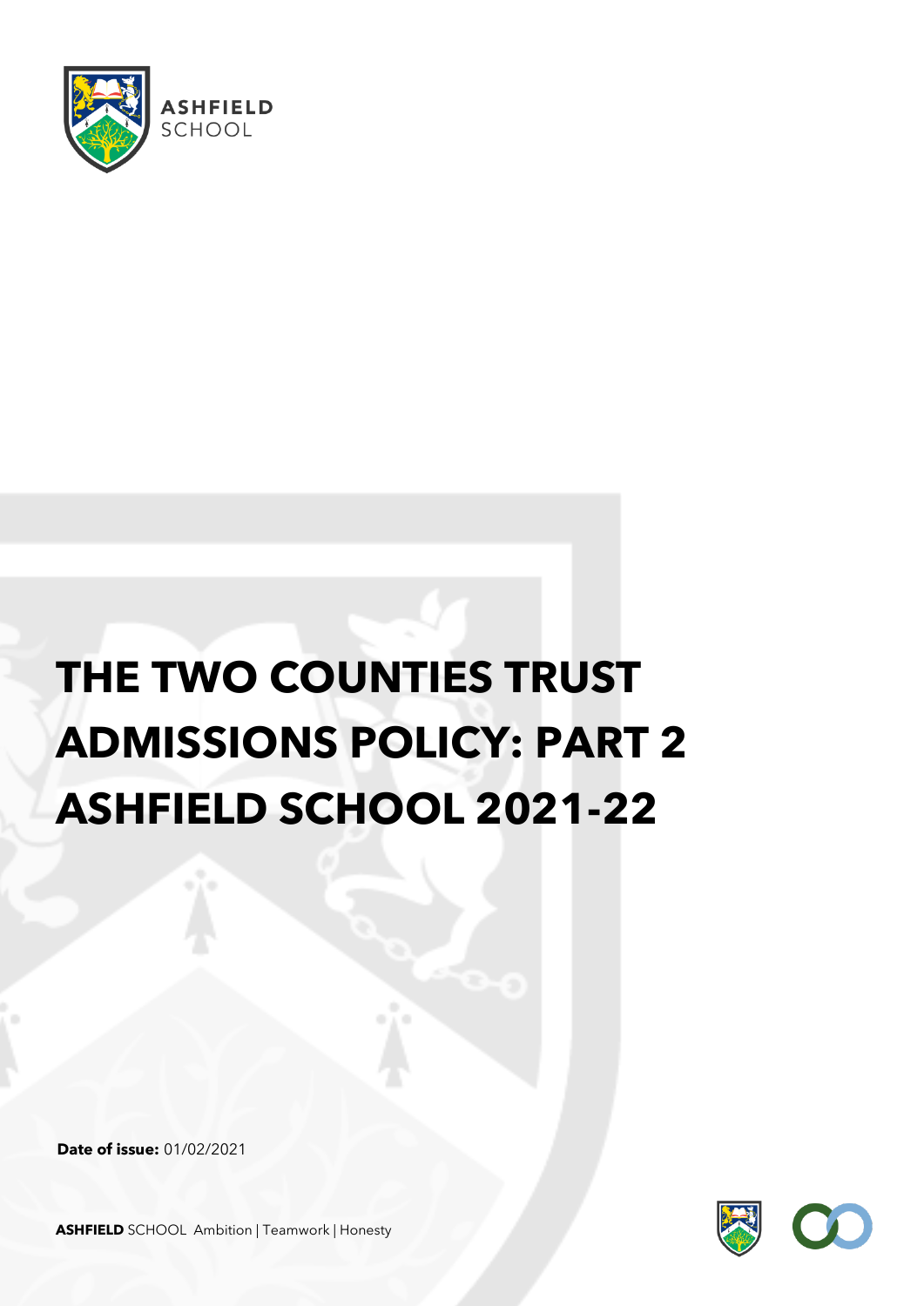ASHFIELD SCHOOL

# THE TWO COUNTIES TRUST ADMISSIONS POLICY: PART 2 ASHFIELD SCHOOL 2021-22

**Date of issue:** 01/02/2021

**ASHFIELD** SCHOOL Ambition | Teamwork | Honesty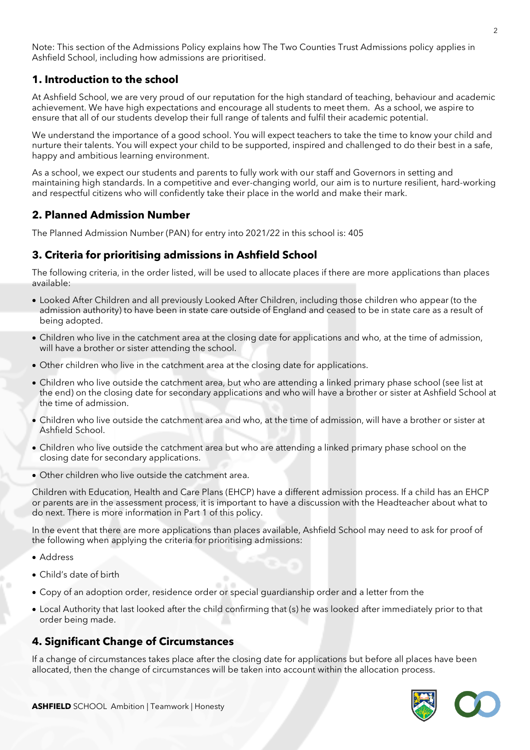Note: This section of the Admissions Policy explains how The Two Counties Trust Admissions policy applies in Ashfield School, including how admissions are prioritised.

## 1. Introduction to the school

At Ashfield School, we are very proud of our reputation for the high standard of teaching, behaviour and academic achievement. We have high expectations and encourage all students to meet them. As a school, we aspire to ensure that all of our students develop their full range of talents and fulfil their academic potential.

We understand the importance of a good school. You will expect teachers to take the time to know your child and nurture their talents. You will expect your child to be supported, inspired and challenged to do their best in a safe, happy and ambitious learning environment.

As a school, we expect our students and parents to fully work with our staff and Governors in setting and maintaining high standards. In a competitive and ever-changing world, our aim is to nurture resilient, hard-working and respectful citizens who will confidently take their place in the world and make their mark.

## 2. Planned Admission Number

The Planned Admission Number (PAN) for entry into 2021/22 in this school is: 405

## 3. Criteria for prioritising admissions in Ashfield School

The following criteria, in the order listed, will be used to allocate places if there are more applications than places available:

- Looked After Children and all previously Looked After Children, including those children who appear (to the admission authority) to have been in state care outside of England and ceased to be in state care as a result of being adopted.
- Children who live in the catchment area at the closing date for applications and who, at the time of admission, will have a brother or sister attending the school.
- Other children who live in the catchment area at the closing date for applications.
- Children who live outside the catchment area, but who are attending a linked primary phase school (see list at the end) on the closing date for secondary applications and who will have a brother or sister at Ashfield School at the time of admission.
- Children who live outside the catchment area and who, at the time of admission, will have a brother or sister at Ashfield School.
- Children who live outside the catchment area but who are attending a linked primary phase school on the closing date for secondary applications.
- Other children who live outside the catchment area.

Children with Education, Health and Care Plans (EHCP) have a different admission process. If a child has an EHCP or parents are in the assessment process, it is important to have a discussion with the Headteacher about what to do next. There is more information in Part 1 of this policy.

In the event that there are more applications than places available, Ashfield School may need to ask for proof of the following when applying the criteria for prioritising admissions:

- Address
- Child's date of birth
- Copy of an adoption order, residence order or special guardianship order and a letter from the
- Local Authority that last looked after the child confirming that (s) he was looked after immediately prior to that order being made.

## 4. Significant Change of Circumstances

If a change of circumstances takes place after the closing date for applications but before all places have been allocated, then the change of circumstances will be taken into account within the allocation process.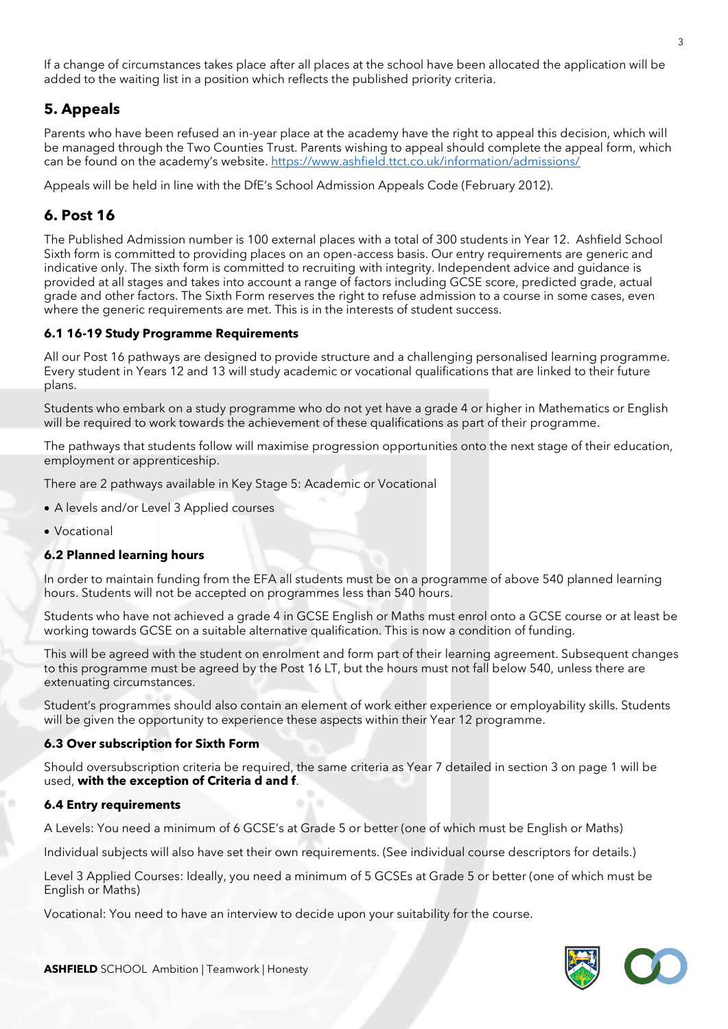If a change of circumstances takes place after all places at the school have been allocated the application will be added to the waiting list in a position which reflects the published priority criteria.

## 5. Appeals

Parents who have been refused an in-year place at the academy have the right to appeal this decision, which will be managed through the Two Counties Trust. Parents wishing to appeal should complete the appeal form, which can be found on the academy's website. https://www.ashfield.ttct.co.uk/information/admissions/

Appeals will be held in line with the DfE's School Admission Appeals Code (February 2012).

## 6. Post 16

The Published Admission number is 100 external places with a total of 300 students in Year 12. Ashfield School Sixth form is committed to providing places on an open-access basis. Our entry requirements are generic and indicative only. The sixth form is committed to recruiting with integrity. Independent advice and guidance is provided at all stages and takes into account a range of factors including GCSE score, predicted grade, actual grade and other factors. The Sixth Form reserves the right to refuse admission to a course in some cases, even where the generic requirements are met. This is in the interests of student success.

### 6.1 16-19 Study Programme Requirements

All our Post 16 pathways are designed to provide structure and a challenging personalised learning programme. Every student in Years 12 and 13 will study academic or vocational qualifications that are linked to their future plans.

Students who embark on a study programme who do not yet have a grade 4 or higher in Mathematics or English will be required to work towards the achievement of these qualifications as part of their programme.

The pathways that students follow will maximise progression opportunities onto the next stage of their education, employment or apprenticeship.

There are 2 pathways available in Key Stage 5: Academic or Vocational

- A levels and/or Level 3 Applied courses
- Vocational

### 6.2 Planned learning hours

In order to maintain funding from the EFA all students must be on a programme of above 540 planned learning hours. Students will not be accepted on programmes less than 540 hours.

Students who have not achieved a grade 4 in GCSE English or Maths must enrol onto a GCSE course or at least be working towards GCSE on a suitable alternative qualification. This is now a condition of funding.

This will be agreed with the student on enrolment and form part of their learning agreement. Subsequent changes to this programme must be agreed by the Post 16 LT, but the hours must not fall below 540, unless there are extenuating circumstances.

Student's programmes should also contain an element of work either experience or employability skills. Students will be given the opportunity to experience these aspects within their Year 12 programme.

### 6.3 Over subscription for Sixth Form

Should oversubscription criteria be required, the same criteria as Year 7 detailed in section 3 on page 1 will be used, **with the exception of Criteria d and f**.

### 6.4 Entry requirements

A Levels: You need a minimum of 6 GCSE's at Grade 5 or better (one of which must be English or Maths)

Individual subjects will also have set their own requirements. (See individual course descriptors for details.)

Level 3 Applied Courses: Ideally, you need a minimum of 5 GCSEs at Grade 5 or better (one of which must be English or Maths)

Vocational: You need to have an interview to decide upon your suitability for the course.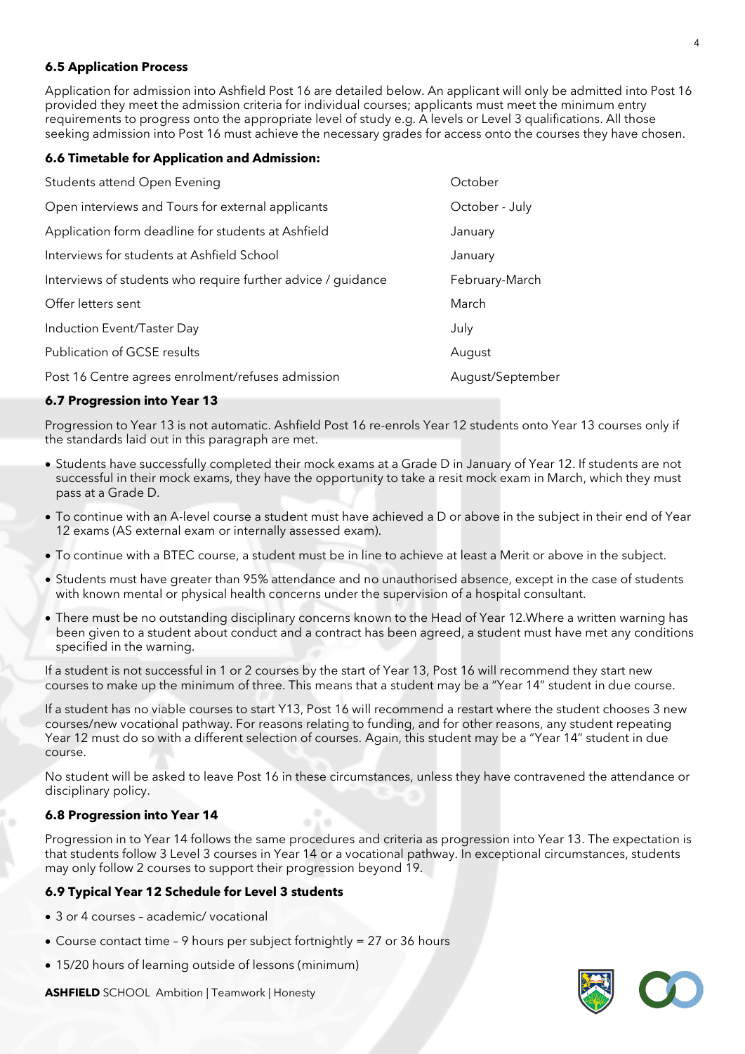### 6.5 Application Process

Application for admission into Ashfield Post 16 are detailed below. An applicant will only be admitted into Post 16 provided they meet the admission criteria for individual courses; applicants must meet the minimum entry requirements to progress onto the appropriate level of study e.g. A levels or Level 3 qualifications. All those seeking admission into Post 16 must achieve the necessary grades for access onto the courses they have chosen.

### 6.6 Timetable for Application and Admission:

| | |
|---|---|
| Students attend Open Evening | October |
| Open interviews and Tours for external applicants | October - July |
| Application form deadline for students at Ashfield | January |
| Interviews for students at Ashfield School | January |
| Interviews of students who require further advice / guidance | February-March |
| Offer letters sent | March |
| Induction Event/Taster Day | July |
| Publication of GCSE results | August |
| Post 16 Centre agrees enrolment/refuses admission | August/September |

### 6.7 Progression into Year 13

Progression to Year 13 is not automatic. Ashfield Post 16 re-enrols Year 12 students onto Year 13 courses only if the standards laid out in this paragraph are met.

- Students have successfully completed their mock exams at a Grade D in January of Year 12. If students are not successful in their mock exams, they have the opportunity to take a resit mock exam in March, which they must pass at a Grade D.
- To continue with an A-level course a student must have achieved a D or above in the subject in their end of Year 12 exams (AS external exam or internally assessed exam).
- To continue with a BTEC course, a student must be in line to achieve at least a Merit or above in the subject.
- Students must have greater than 95% attendance and no unauthorised absence, except in the case of students with known mental or physical health concerns under the supervision of a hospital consultant.
- There must be no outstanding disciplinary concerns known to the Head of Year 12.Where a written warning has been given to a student about conduct and a contract has been agreed, a student must have met any conditions specified in the warning.

If a student is not successful in 1 or 2 courses by the start of Year 13, Post 16 will recommend they start new courses to make up the minimum of three. This means that a student may be a "Year 14" student in due course.

If a student has no viable courses to start Y13, Post 16 will recommend a restart where the student chooses 3 new courses/new vocational pathway. For reasons relating to funding, and for other reasons, any student repeating Year 12 must do so with a different selection of courses. Again, this student may be a "Year 14" student in due course.

No student will be asked to leave Post 16 in these circumstances, unless they have contravened the attendance or disciplinary policy.

### 6.8 Progression into Year 14

Progression in to Year 14 follows the same procedures and criteria as progression into Year 13. The expectation is that students follow 3 Level 3 courses in Year 14 or a vocational pathway. In exceptional circumstances, students may only follow 2 courses to support their progression beyond 19.

### 6.9 Typical Year 12 Schedule for Level 3 students

- 3 or 4 courses – academic/ vocational
- Course contact time – 9 hours per subject fortnightly = 27 or 36 hours
- 15/20 hours of learning outside of lessons (minimum)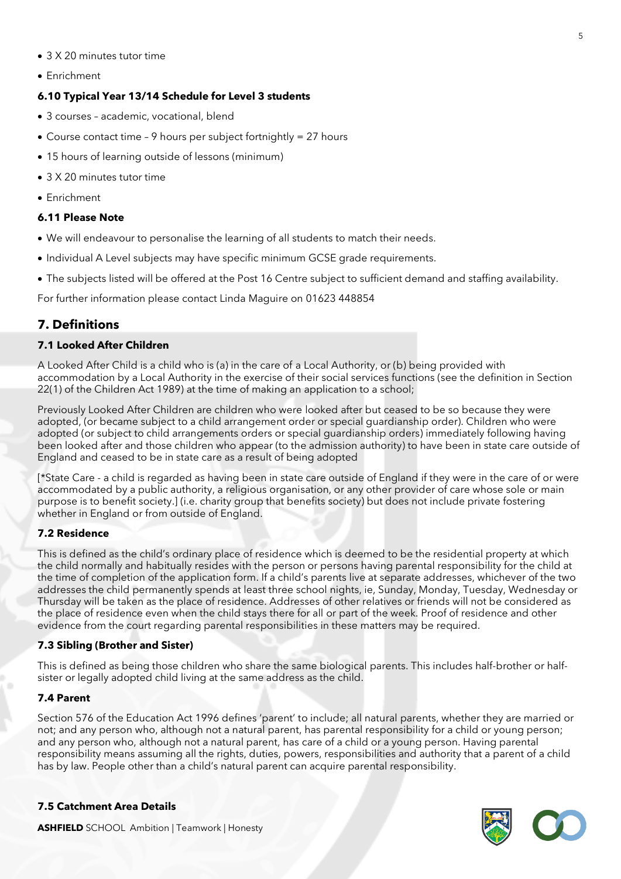- 3 X 20 minutes tutor time
- Enrichment

### 6.10 Typical Year 13/14 Schedule for Level 3 students

- 3 courses – academic, vocational, blend
- Course contact time – 9 hours per subject fortnightly = 27 hours
- 15 hours of learning outside of lessons (minimum)
- 3 X 20 minutes tutor time
- Enrichment

### 6.11 Please Note

- We will endeavour to personalise the learning of all students to match their needs.
- Individual A Level subjects may have specific minimum GCSE grade requirements.
- The subjects listed will be offered at the Post 16 Centre subject to sufficient demand and staffing availability.

For further information please contact Linda Maguire on 01623 448854

## 7. Definitions

### 7.1 Looked After Children

A Looked After Child is a child who is (a) in the care of a Local Authority, or (b) being provided with accommodation by a Local Authority in the exercise of their social services functions (see the definition in Section 22(1) of the Children Act 1989) at the time of making an application to a school;

Previously Looked After Children are children who were looked after but ceased to be so because they were adopted, (or became subject to a child arrangement order or special guardianship order). Children who were adopted (or subject to child arrangements orders or special guardianship orders) immediately following having been looked after and those children who appear (to the admission authority) to have been in state care outside of England and ceased to be in state care as a result of being adopted

[*State Care - a child is regarded as having been in state care outside of England if they were in the care of or were accommodated by a public authority, a religious organisation, or any other provider of care whose sole or main purpose is to benefit society.] (i.e. charity group that benefits society) but does not include private fostering whether in England or from outside of England.

### 7.2 Residence

This is defined as the child's ordinary place of residence which is deemed to be the residential property at which the child normally and habitually resides with the person or persons having parental responsibility for the child at the time of completion of the application form. If a child's parents live at separate addresses, whichever of the two addresses the child permanently spends at least three school nights, ie, Sunday, Monday, Tuesday, Wednesday or Thursday will be taken as the place of residence. Addresses of other relatives or friends will not be considered as the place of residence even when the child stays there for all or part of the week. Proof of residence and other evidence from the court regarding parental responsibilities in these matters may be required.

### 7.3 Sibling (Brother and Sister)

This is defined as being those children who share the same biological parents. This includes half-brother or half-sister or legally adopted child living at the same address as the child.

### 7.4 Parent

Section 576 of the Education Act 1996 defines 'parent' to include; all natural parents, whether they are married or not; and any person who, although not a natural parent, has parental responsibility for a child or young person; and any person who, although not a natural parent, has care of a child or a young person. Having parental responsibility means assuming all the rights, duties, powers, responsibilities and authority that a parent of a child has by law. People other than a child's natural parent can acquire parental responsibility.

### 7.5 Catchment Area Details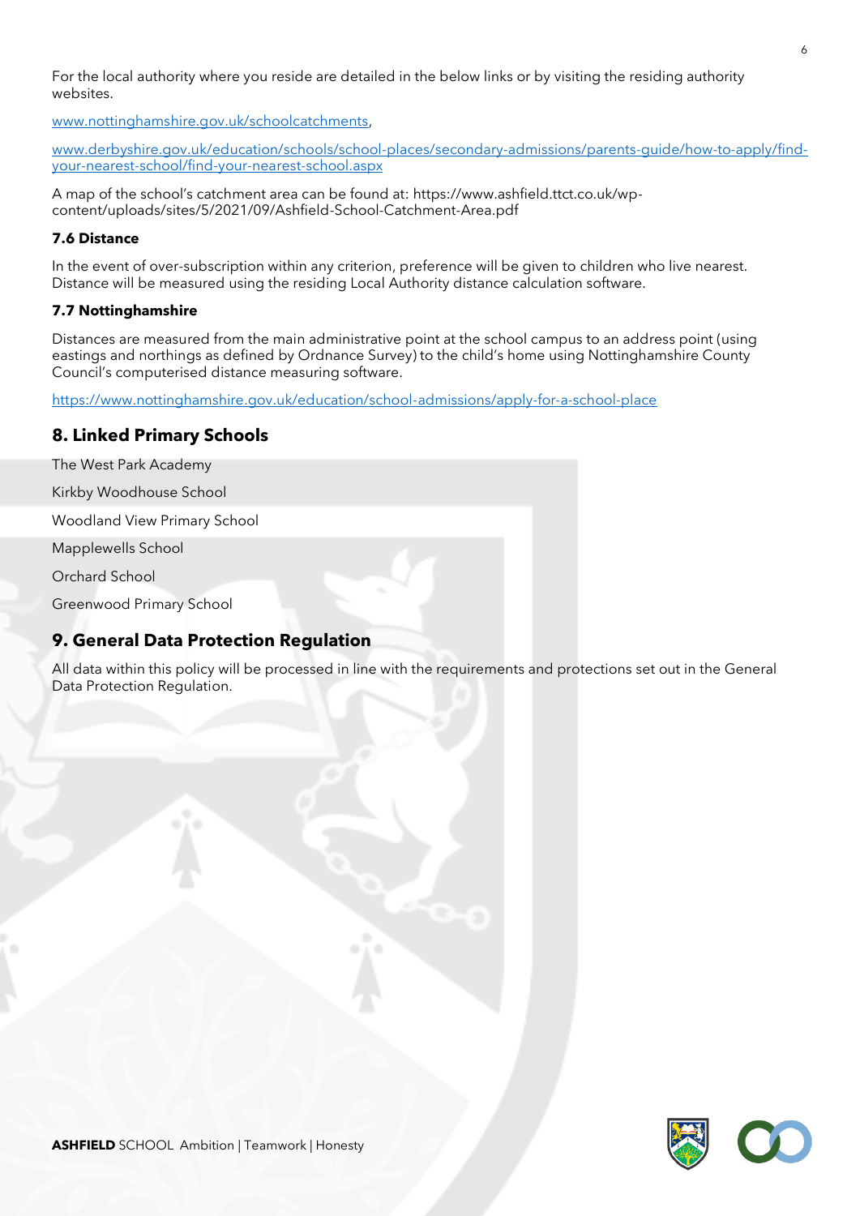For the local authority where you reside are detailed in the below links or by visiting the residing authority websites.

www.nottinghamshire.gov.uk/schoolcatchments,

www.derbyshire.gov.uk/education/schools/school-places/secondary-admissions/parents-guide/how-to-apply/find-your-nearest-school/find-your-nearest-school.aspx

A map of the school's catchment area can be found at: https://www.ashfield.ttct.co.uk/wp-content/uploads/sites/5/2021/09/Ashfield-School-Catchment-Area.pdf

### 7.6 Distance

In the event of over-subscription within any criterion, preference will be given to children who live nearest. Distance will be measured using the residing Local Authority distance calculation software.

### 7.7 Nottinghamshire

Distances are measured from the main administrative point at the school campus to an address point (using eastings and northings as defined by Ordnance Survey) to the child's home using Nottinghamshire County Council's computerised distance measuring software.

https://www.nottinghamshire.gov.uk/education/school-admissions/apply-for-a-school-place

## 8. Linked Primary Schools

The West Park Academy

Kirkby Woodhouse School

Woodland View Primary School

Mapplewells School

Orchard School

Greenwood Primary School

## 9. General Data Protection Regulation

All data within this policy will be processed in line with the requirements and protections set out in the General Data Protection Regulation.